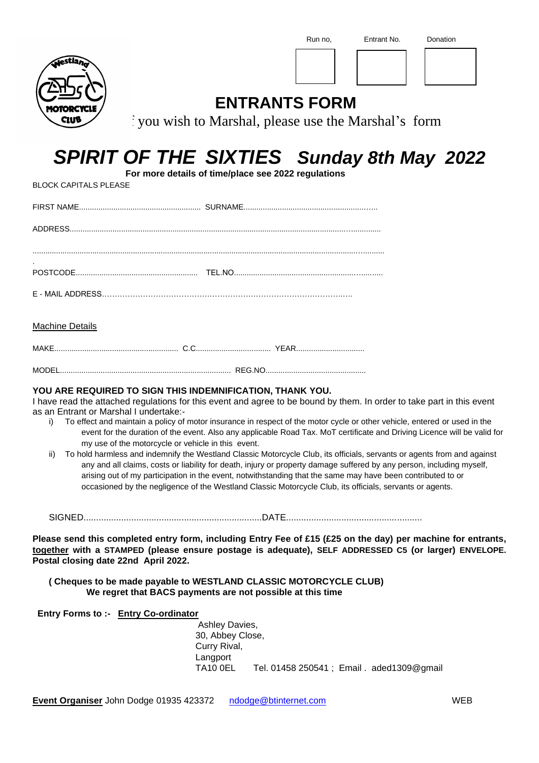| Run no, | Entrant No. | Donation |
|---|---|---|
| | | |

# ENTRANTS FORM

: you wish to Marshal, please use the Marshal's form

# *SPIRIT OF THE SIXTIES Sunday 8th May 2022*

**For more details of time/place see 2022 regulations**

BLOCK CAPITALS PLEASE

FIRST NAME........................................................ SURNAME..............................................................

ADDRESS............................................................................................................................................

.........................................................................................................................................................

POSTCODE......................................................... TEL.NO......................................................................

E - MAIL ADDRESS.........................................................................................................

Machine Details

MAKE.......................................................... C.C.................................. YEAR................................

MODEL................................................................................ REG.NO...............................................

**YOU ARE REQUIRED TO SIGN THIS INDEMNIFICATION, THANK YOU.**

I have read the attached regulations for this event and agree to be bound by them. In order to take part in this event as an Entrant or Marshal I undertake:-

i) To effect and maintain a policy of motor insurance in respect of the motor cycle or other vehicle, entered or used in the event for the duration of the event. Also any applicable Road Tax. MoT certificate and Driving Licence will be valid for my use of the motorcycle or vehicle in this event.

ii) To hold harmless and indemnify the Westland Classic Motorcycle Club, its officials, servants or agents from and against any and all claims, costs or liability for death, injury or property damage suffered by any person, including myself, arising out of my participation in the event, notwithstanding that the same may have been contributed to or occasioned by the negligence of the Westland Classic Motorcycle Club, its officials, servants or agents.

SIGNED.......................................................................DATE......................................................

**Please send this completed entry form, including Entry Fee of £15 (£25 on the day) per machine for entrants, together with a STAMPED (please ensure postage is adequate), SELF ADDRESSED C5 (or larger) ENVELOPE. Postal closing date 22nd April 2022.**

**( Cheques to be made payable to WESTLAND CLASSIC MOTORCYCLE CLUB)**
**We regret that BACS payments are not possible at this time**

**Entry Forms to :- Entry Co-ordinator**

Ashley Davies,
30, Abbey Close,
Curry Rival,
Langport
TA10 0EL Tel. 01458 250541 ; Email . aded1309@gmail

**Event Organiser** John Dodge 01935 423372 ndodge@btinternet.com WEB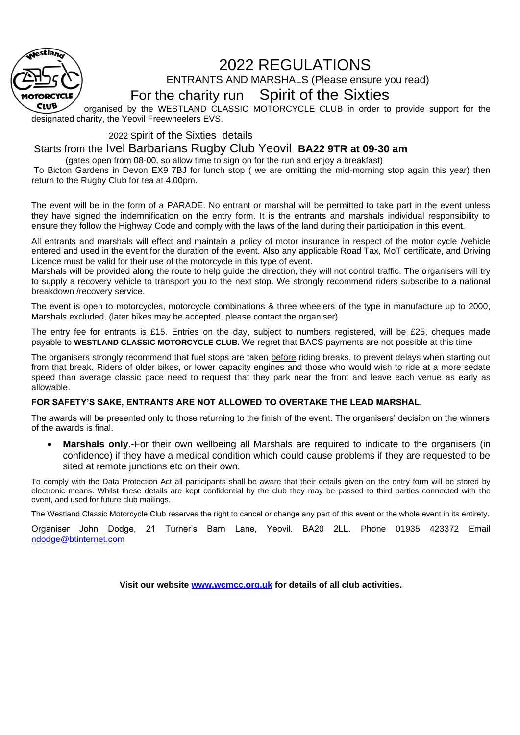# 2022 REGULATIONS

ENTRANTS AND MARSHALS (Please ensure you read)

## For the charity run Spirit of the Sixties

organised by the WESTLAND CLASSIC MOTORCYCLE CLUB in order to provide support for the designated charity, the Yeovil Freewheelers EVS.

2022 Spirit of the Sixties details

Starts from the Ivel Barbarians Rugby Club Yeovil **BA22 9TR at 09-30 am**

(gates open from 08-00, so allow time to sign on for the run and enjoy a breakfast)

To Bicton Gardens in Devon EX9 7BJ for lunch stop ( we are omitting the mid-morning stop again this year) then return to the Rugby Club for tea at 4.00pm.

The event will be in the form of a PARADE. No entrant or marshal will be permitted to take part in the event unless they have signed the indemnification on the entry form. It is the entrants and marshals individual responsibility to ensure they follow the Highway Code and comply with the laws of the land during their participation in this event.

All entrants and marshals will effect and maintain a policy of motor insurance in respect of the motor cycle /vehicle entered and used in the event for the duration of the event. Also any applicable Road Tax, MoT certificate, and Driving Licence must be valid for their use of the motorcycle in this type of event.

Marshals will be provided along the route to help guide the direction, they will not control traffic. The organisers will try to supply a recovery vehicle to transport you to the next stop. We strongly recommend riders subscribe to a national breakdown /recovery service.

The event is open to motorcycles, motorcycle combinations & three wheelers of the type in manufacture up to 2000, Marshals excluded, (later bikes may be accepted, please contact the organiser)

The entry fee for entrants is £15. Entries on the day, subject to numbers registered, will be £25, cheques made payable to **WESTLAND CLASSIC MOTORCYCLE CLUB.** We regret that BACS payments are not possible at this time

The organisers strongly recommend that fuel stops are taken before riding breaks, to prevent delays when starting out from that break. Riders of older bikes, or lower capacity engines and those who would wish to ride at a more sedate speed than average classic pace need to request that they park near the front and leave each venue as early as allowable.

**FOR SAFETY'S SAKE, ENTRANTS ARE NOT ALLOWED TO OVERTAKE THE LEAD MARSHAL.**

The awards will be presented only to those returning to the finish of the event. The organisers' decision on the winners of the awards is final.

- **Marshals only**.-For their own wellbeing all Marshals are required to indicate to the organisers (in confidence) if they have a medical condition which could cause problems if they are requested to be sited at remote junctions etc on their own.

To comply with the Data Protection Act all participants shall be aware that their details given on the entry form will be stored by electronic means. Whilst these details are kept confidential by the club they may be passed to third parties connected with the event, and used for future club mailings.

The Westland Classic Motorcycle Club reserves the right to cancel or change any part of this event or the whole event in its entirety.

Organiser John Dodge, 21 Turner's Barn Lane, Yeovil. BA20 2LL. Phone 01935 423372 Email ndodge@btinternet.com

**Visit our website www.wcmcc.org.uk for details of all club activities.**